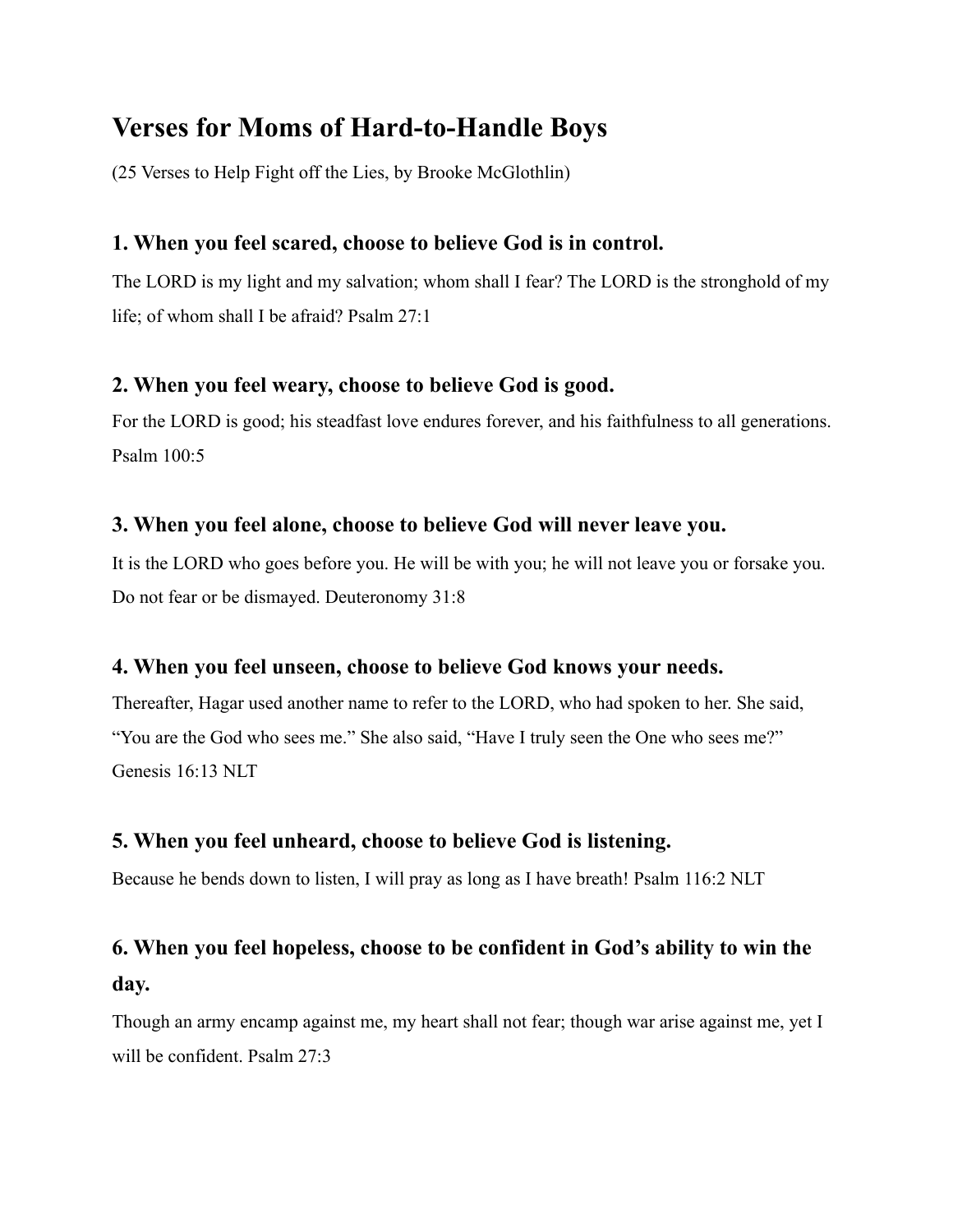# Verses for Moms of Hard-to-Handle Boys

(25 Verses to Help Fight off the Lies, by Brooke McGlothlin)

### 1. When you feel scared, choose to believe God is in control.

The LORD is my light and my salvation; whom shall I fear? The LORD is the stronghold of my life; of whom shall I be afraid? Psalm 27:1

### 2. When you feel weary, choose to believe God is good.

For the LORD is good; his steadfast love endures forever, and his faithfulness to all generations. Psalm 100:5

### 3. When you feel alone, choose to believe God will never leave you.

It is the LORD who goes before you. He will be with you; he will not leave you or forsake you. Do not fear or be dismayed. Deuteronomy 31:8

### 4. When you feel unseen, choose to believe God knows your needs.

Thereafter, Hagar used another name to refer to the LORD, who had spoken to her. She said, “You are the God who sees me.” She also said, “Have I truly seen the One who sees me?” Genesis 16:13 NLT

### 5. When you feel unheard, choose to believe God is listening.

Because he bends down to listen, I will pray as long as I have breath! Psalm 116:2 NLT

### 6. When you feel hopeless, choose to be confident in God’s ability to win the day.

Though an army encamp against me, my heart shall not fear; though war arise against me, yet I will be confident. Psalm 27:3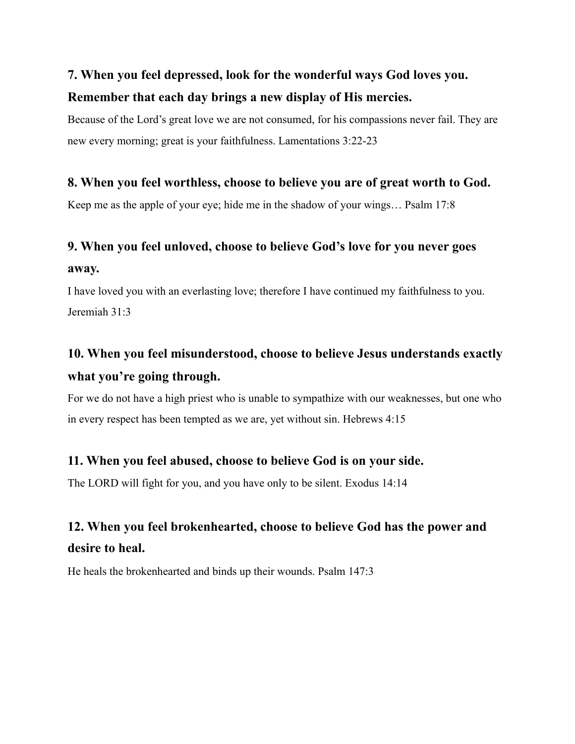### 7. When you feel depressed, look for the wonderful ways God loves you. Remember that each day brings a new display of His mercies.

Because of the Lord's great love we are not consumed, for his compassions never fail. They are new every morning; great is your faithfulness. Lamentations 3:22-23

### 8. When you feel worthless, choose to believe you are of great worth to God.

Keep me as the apple of your eye; hide me in the shadow of your wings… Psalm 17:8

### 9. When you feel unloved, choose to believe God's love for you never goes away.

I have loved you with an everlasting love; therefore I have continued my faithfulness to you. Jeremiah 31:3

### 10. When you feel misunderstood, choose to believe Jesus understands exactly what you're going through.

For we do not have a high priest who is unable to sympathize with our weaknesses, but one who in every respect has been tempted as we are, yet without sin. Hebrews 4:15

### 11. When you feel abused, choose to believe God is on your side.

The LORD will fight for you, and you have only to be silent. Exodus 14:14

### 12. When you feel brokenhearted, choose to believe God has the power and desire to heal.

He heals the brokenhearted and binds up their wounds. Psalm 147:3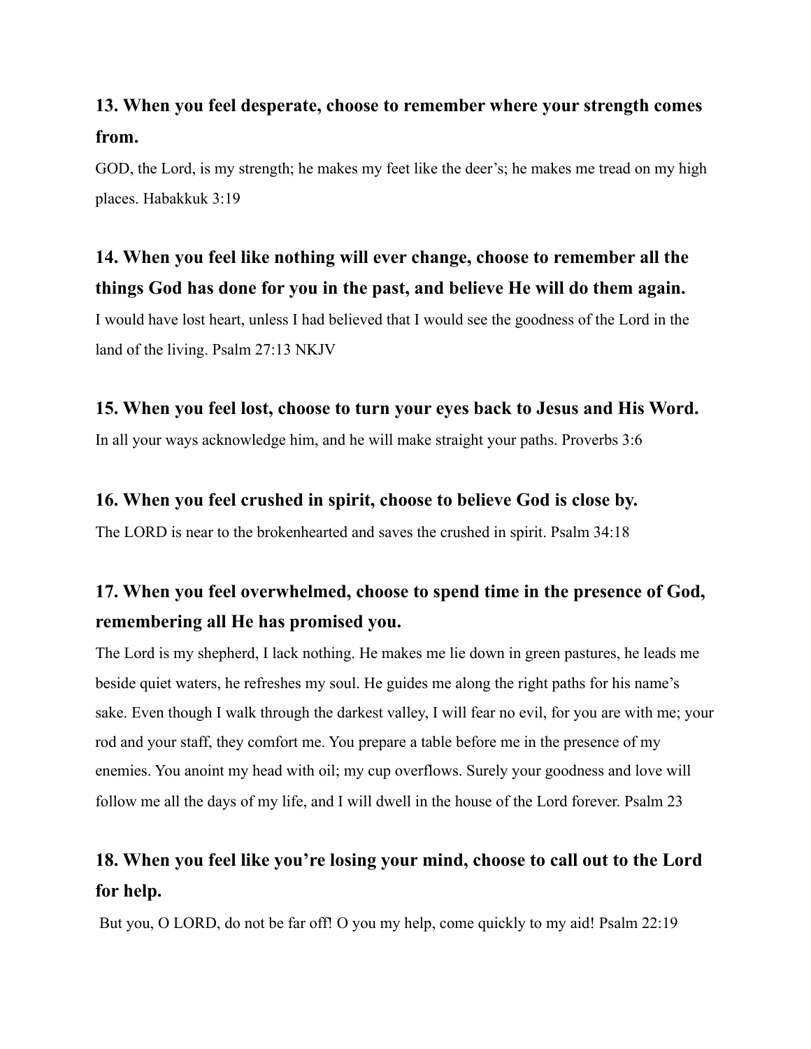### 13. When you feel desperate, choose to remember where your strength comes from.

GOD, the Lord, is my strength; he makes my feet like the deer's; he makes me tread on my high places. Habakkuk 3:19

### 14. When you feel like nothing will ever change, choose to remember all the things God has done for you in the past, and believe He will do them again.

I would have lost heart, unless I had believed that I would see the goodness of the Lord in the land of the living. Psalm 27:13 NKJV

### 15. When you feel lost, choose to turn your eyes back to Jesus and His Word.

In all your ways acknowledge him, and he will make straight your paths. Proverbs 3:6

### 16. When you feel crushed in spirit, choose to believe God is close by.

The LORD is near to the brokenhearted and saves the crushed in spirit. Psalm 34:18

### 17. When you feel overwhelmed, choose to spend time in the presence of God, remembering all He has promised you.

The Lord is my shepherd, I lack nothing. He makes me lie down in green pastures, he leads me beside quiet waters, he refreshes my soul. He guides me along the right paths for his name's sake. Even though I walk through the darkest valley, I will fear no evil, for you are with me; your rod and your staff, they comfort me. You prepare a table before me in the presence of my enemies. You anoint my head with oil; my cup overflows. Surely your goodness and love will follow me all the days of my life, and I will dwell in the house of the Lord forever. Psalm 23

### 18. When you feel like you're losing your mind, choose to call out to the Lord for help.

But you, O LORD, do not be far off! O you my help, come quickly to my aid! Psalm 22:19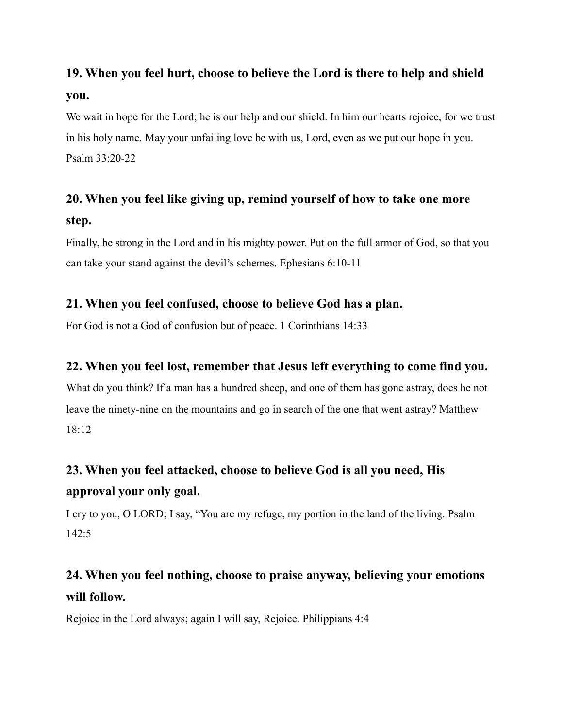### 19. When you feel hurt, choose to believe the Lord is there to help and shield you.

We wait in hope for the Lord; he is our help and our shield. In him our hearts rejoice, for we trust in his holy name. May your unfailing love be with us, Lord, even as we put our hope in you. Psalm 33:20-22

### 20. When you feel like giving up, remind yourself of how to take one more step.

Finally, be strong in the Lord and in his mighty power. Put on the full armor of God, so that you can take your stand against the devil's schemes. Ephesians 6:10-11

### 21. When you feel confused, choose to believe God has a plan.

For God is not a God of confusion but of peace. 1 Corinthians 14:33

### 22. When you feel lost, remember that Jesus left everything to come find you.

What do you think? If a man has a hundred sheep, and one of them has gone astray, does he not leave the ninety-nine on the mountains and go in search of the one that went astray? Matthew 18:12

### 23. When you feel attacked, choose to believe God is all you need, His approval your only goal.

I cry to you, O LORD; I say, "You are my refuge, my portion in the land of the living. Psalm 142:5

### 24. When you feel nothing, choose to praise anyway, believing your emotions will follow.

Rejoice in the Lord always; again I will say, Rejoice. Philippians 4:4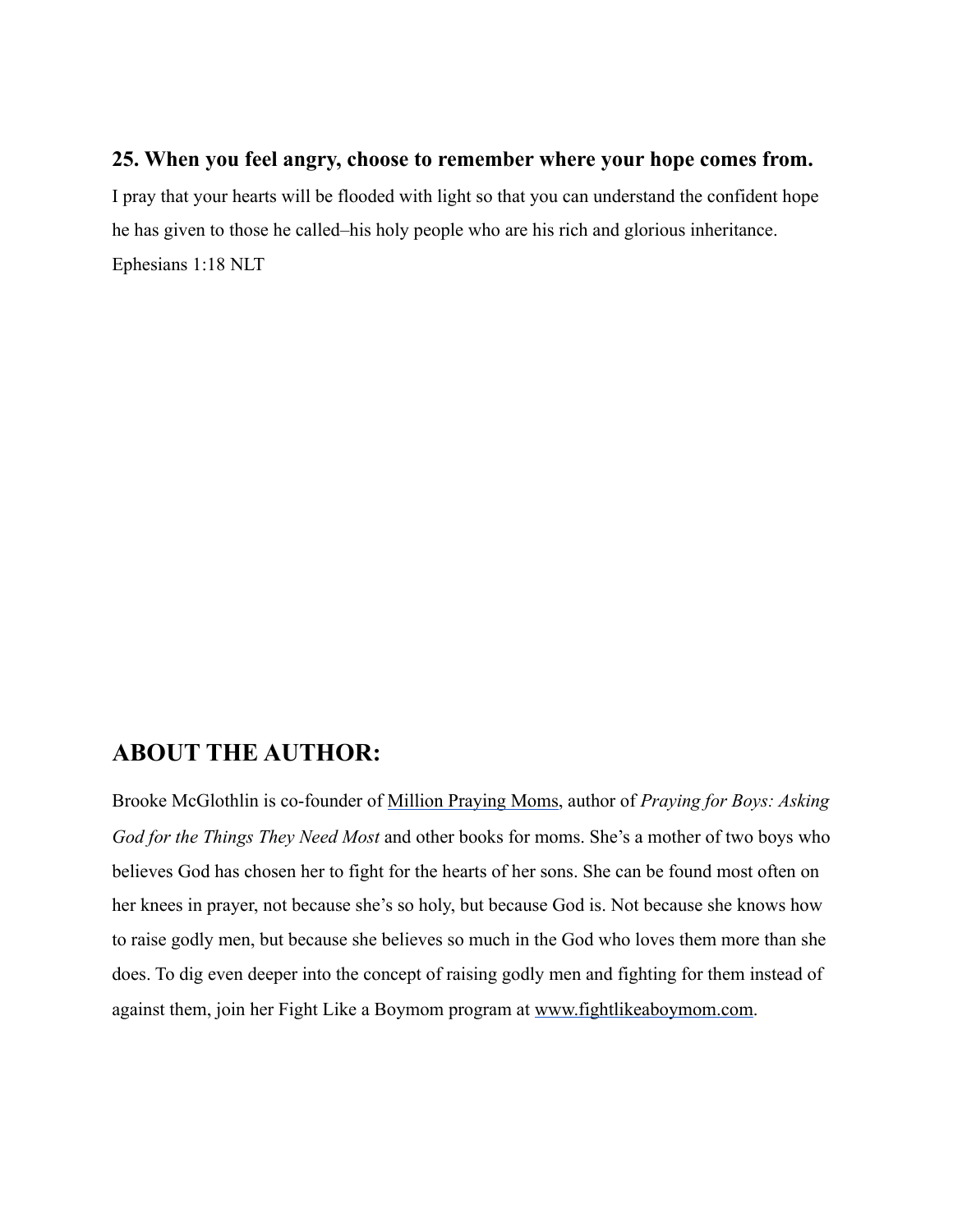### 25. When you feel angry, choose to remember where your hope comes from.

I pray that your hearts will be flooded with light so that you can understand the confident hope he has given to those he called–his holy people who are his rich and glorious inheritance. Ephesians 1:18 NLT

## ABOUT THE AUTHOR:

Brooke McGlothlin is co-founder of Million Praying Moms, author of *Praying for Boys: Asking God for the Things They Need Most* and other books for moms. She's a mother of two boys who believes God has chosen her to fight for the hearts of her sons. She can be found most often on her knees in prayer, not because she's so holy, but because God is. Not because she knows how to raise godly men, but because she believes so much in the God who loves them more than she does. To dig even deeper into the concept of raising godly men and fighting for them instead of against them, join her Fight Like a Boymom program at www.fightlikeaboymom.com.